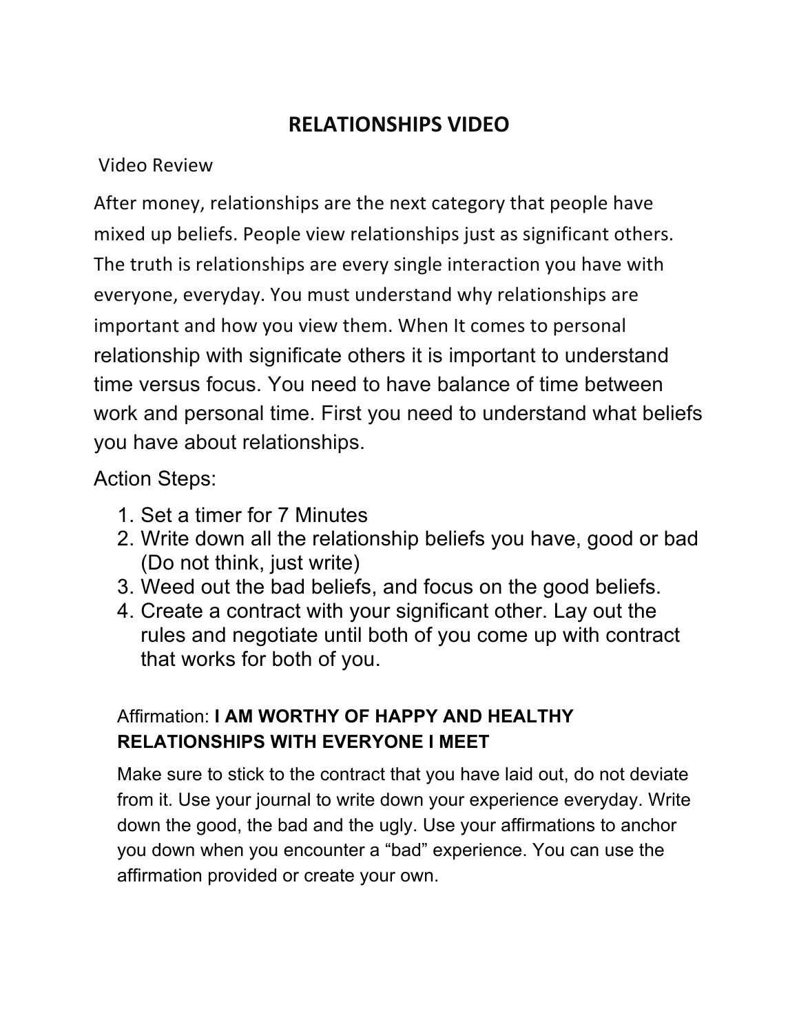# RELATIONSHIPS VIDEO

Video Review

After money, relationships are the next category that people have mixed up beliefs. People view relationships just as significant others. The truth is relationships are every single interaction you have with everyone, everyday. You must understand why relationships are important and how you view them. When It comes to personal relationship with significate others it is important to understand time versus focus. You need to have balance of time between work and personal time. First you need to understand what beliefs you have about relationships.

Action Steps:

1. Set a timer for 7 Minutes
2. Write down all the relationship beliefs you have, good or bad (Do not think, just write)
3. Weed out the bad beliefs, and focus on the good beliefs.
4. Create a contract with your significant other. Lay out the rules and negotiate until both of you come up with contract that works for both of you.

Affirmation: **I AM WORTHY OF HAPPY AND HEALTHY RELATIONSHIPS WITH EVERYONE I MEET**

Make sure to stick to the contract that you have laid out, do not deviate from it. Use your journal to write down your experience everyday. Write down the good, the bad and the ugly. Use your affirmations to anchor you down when you encounter a "bad" experience. You can use the affirmation provided or create your own.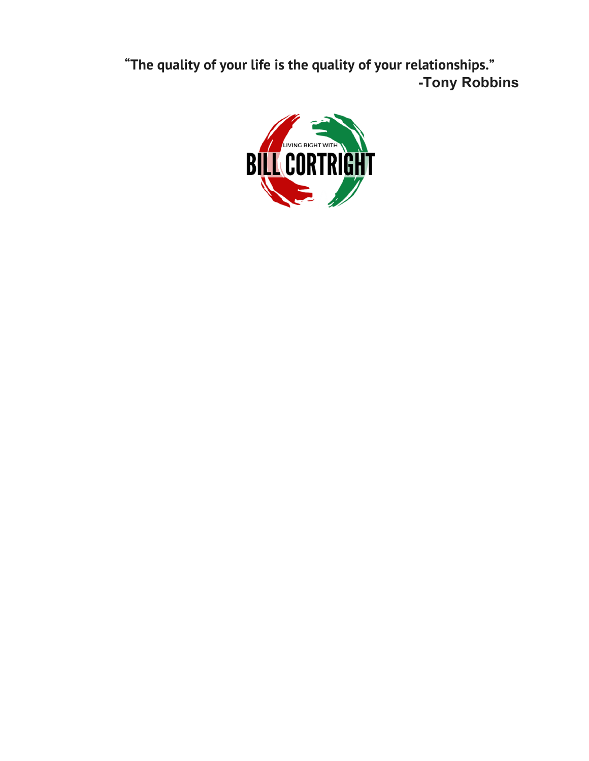**"The quality of your life is the quality of your relationships."**

**-Tony Robbins**

LIVING RIGHT WITH

BILL CORTRIGHT